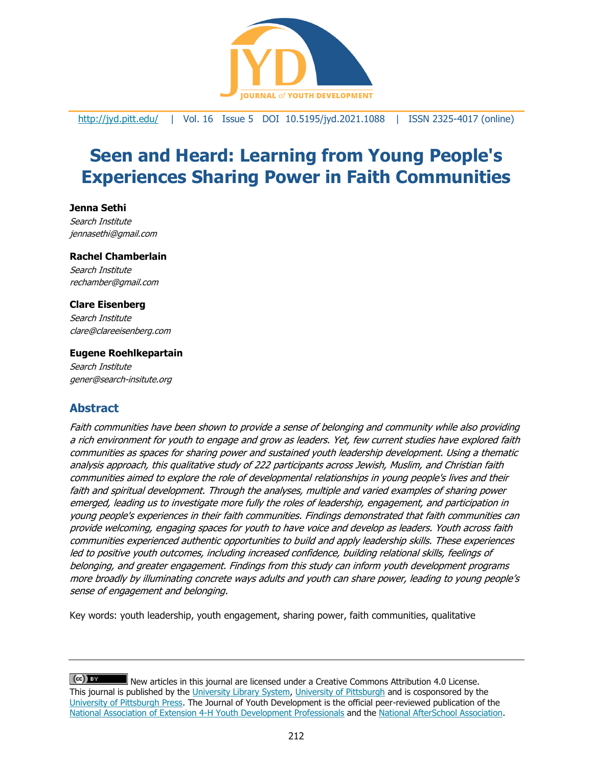# Seen and Heard: Learning from Young People's Experiences Sharing Power in Faith Communities

**Jenna Sethi**
*Search Institute*
*jennasethi@gmail.com*

**Rachel Chamberlain**
*Search Institute*
*rechamber@gmail.com*

**Clare Eisenberg**
*Search Institute*
*clare@clareeisenberg.com*

**Eugene Roehlkepartain**
*Search Institute*
*gener@search-insitute.org*

## Abstract

*Faith communities have been shown to provide a sense of belonging and community while also providing a rich environment for youth to engage and grow as leaders. Yet, few current studies have explored faith communities as spaces for sharing power and sustained youth leadership development. Using a thematic analysis approach, this qualitative study of 222 participants across Jewish, Muslim, and Christian faith communities aimed to explore the role of developmental relationships in young people's lives and their faith and spiritual development. Through the analyses, multiple and varied examples of sharing power emerged, leading us to investigate more fully the roles of leadership, engagement, and participation in young people's experiences in their faith communities. Findings demonstrated that faith communities can provide welcoming, engaging spaces for youth to have voice and develop as leaders. Youth across faith communities experienced authentic opportunities to build and apply leadership skills. These experiences led to positive youth outcomes, including increased confidence, building relational skills, feelings of belonging, and greater engagement. Findings from this study can inform youth development programs more broadly by illuminating concrete ways adults and youth can share power, leading to young people's sense of engagement and belonging.*

Key words: youth leadership, youth engagement, sharing power, faith communities, qualitative

---

New articles in this journal are licensed under a Creative Commons Attribution 4.0 License. This journal is published by the University Library System, University of Pittsburgh and is cosponsored by the University of Pittsburgh Press. The Journal of Youth Development is the official peer-reviewed publication of the National Association of Extension 4-H Youth Development Professionals and the National AfterSchool Association.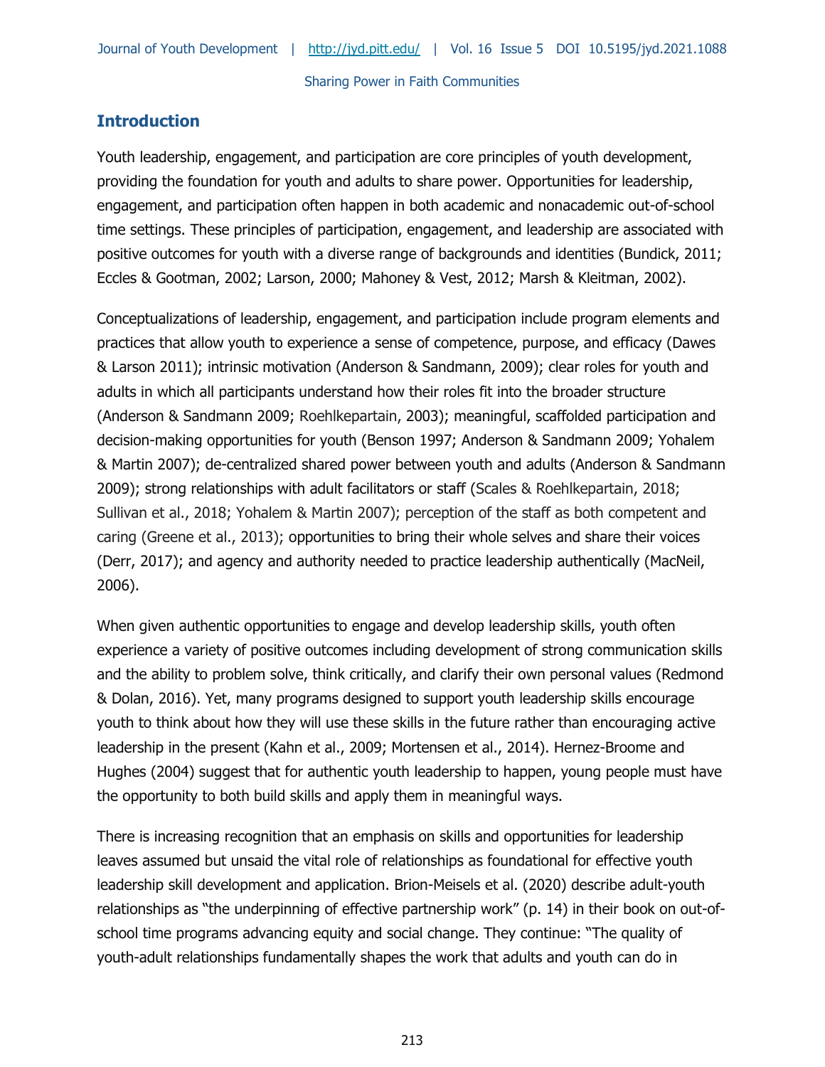## Introduction

Youth leadership, engagement, and participation are core principles of youth development, providing the foundation for youth and adults to share power. Opportunities for leadership, engagement, and participation often happen in both academic and nonacademic out-of-school time settings. These principles of participation, engagement, and leadership are associated with positive outcomes for youth with a diverse range of backgrounds and identities (Bundick, 2011; Eccles & Gootman, 2002; Larson, 2000; Mahoney & Vest, 2012; Marsh & Kleitman, 2002).

Conceptualizations of leadership, engagement, and participation include program elements and practices that allow youth to experience a sense of competence, purpose, and efficacy (Dawes & Larson 2011); intrinsic motivation (Anderson & Sandmann, 2009); clear roles for youth and adults in which all participants understand how their roles fit into the broader structure (Anderson & Sandmann 2009; Roehlkepartain, 2003); meaningful, scaffolded participation and decision-making opportunities for youth (Benson 1997; Anderson & Sandmann 2009; Yohalem & Martin 2007); de-centralized shared power between youth and adults (Anderson & Sandmann 2009); strong relationships with adult facilitators or staff (Scales & Roehlkepartain, 2018; Sullivan et al., 2018; Yohalem & Martin 2007); perception of the staff as both competent and caring (Greene et al., 2013); opportunities to bring their whole selves and share their voices (Derr, 2017); and agency and authority needed to practice leadership authentically (MacNeil, 2006).

When given authentic opportunities to engage and develop leadership skills, youth often experience a variety of positive outcomes including development of strong communication skills and the ability to problem solve, think critically, and clarify their own personal values (Redmond & Dolan, 2016). Yet, many programs designed to support youth leadership skills encourage youth to think about how they will use these skills in the future rather than encouraging active leadership in the present (Kahn et al., 2009; Mortensen et al., 2014). Hernez-Broome and Hughes (2004) suggest that for authentic youth leadership to happen, young people must have the opportunity to both build skills and apply them in meaningful ways.

There is increasing recognition that an emphasis on skills and opportunities for leadership leaves assumed but unsaid the vital role of relationships as foundational for effective youth leadership skill development and application. Brion-Meisels et al. (2020) describe adult-youth relationships as "the underpinning of effective partnership work" (p. 14) in their book on out-of-school time programs advancing equity and social change. They continue: "The quality of youth-adult relationships fundamentally shapes the work that adults and youth can do in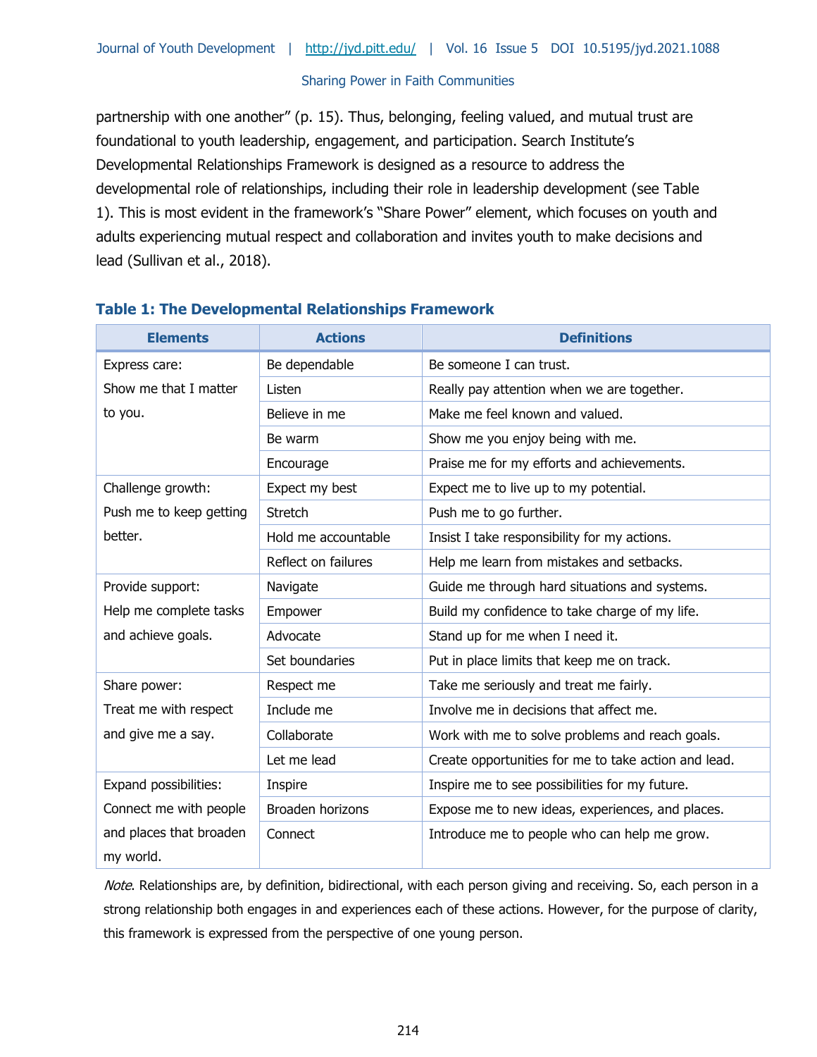partnership with one another" (p. 15). Thus, belonging, feeling valued, and mutual trust are foundational to youth leadership, engagement, and participation. Search Institute's Developmental Relationships Framework is designed as a resource to address the developmental role of relationships, including their role in leadership development (see Table 1). This is most evident in the framework's "Share Power" element, which focuses on youth and adults experiencing mutual respect and collaboration and invites youth to make decisions and lead (Sullivan et al., 2018).

**Table 1: The Developmental Relationships Framework**

| Elements | Actions | Definitions |
|---|---|---|
| Express care: Show me that I matter to you. | Be dependable | Be someone I can trust. |
| | Listen | Really pay attention when we are together. |
| | Believe in me | Make me feel known and valued. |
| | Be warm | Show me you enjoy being with me. |
| | Encourage | Praise me for my efforts and achievements. |
| Challenge growth: Push me to keep getting better. | Expect my best | Expect me to live up to my potential. |
| | Stretch | Push me to go further. |
| | Hold me accountable | Insist I take responsibility for my actions. |
| | Reflect on failures | Help me learn from mistakes and setbacks. |
| Provide support: Help me complete tasks and achieve goals. | Navigate | Guide me through hard situations and systems. |
| | Empower | Build my confidence to take charge of my life. |
| | Advocate | Stand up for me when I need it. |
| | Set boundaries | Put in place limits that keep me on track. |
| Share power: Treat me with respect and give me a say. | Respect me | Take me seriously and treat me fairly. |
| | Include me | Involve me in decisions that affect me. |
| | Collaborate | Work with me to solve problems and reach goals. |
| | Let me lead | Create opportunities for me to take action and lead. |
| Expand possibilities: Connect me with people and places that broaden my world. | Inspire | Inspire me to see possibilities for my future. |
| | Broaden horizons | Expose me to new ideas, experiences, and places. |
| | Connect | Introduce me to people who can help me grow. |

*Note*. Relationships are, by definition, bidirectional, with each person giving and receiving. So, each person in a strong relationship both engages in and experiences each of these actions. However, for the purpose of clarity, this framework is expressed from the perspective of one young person.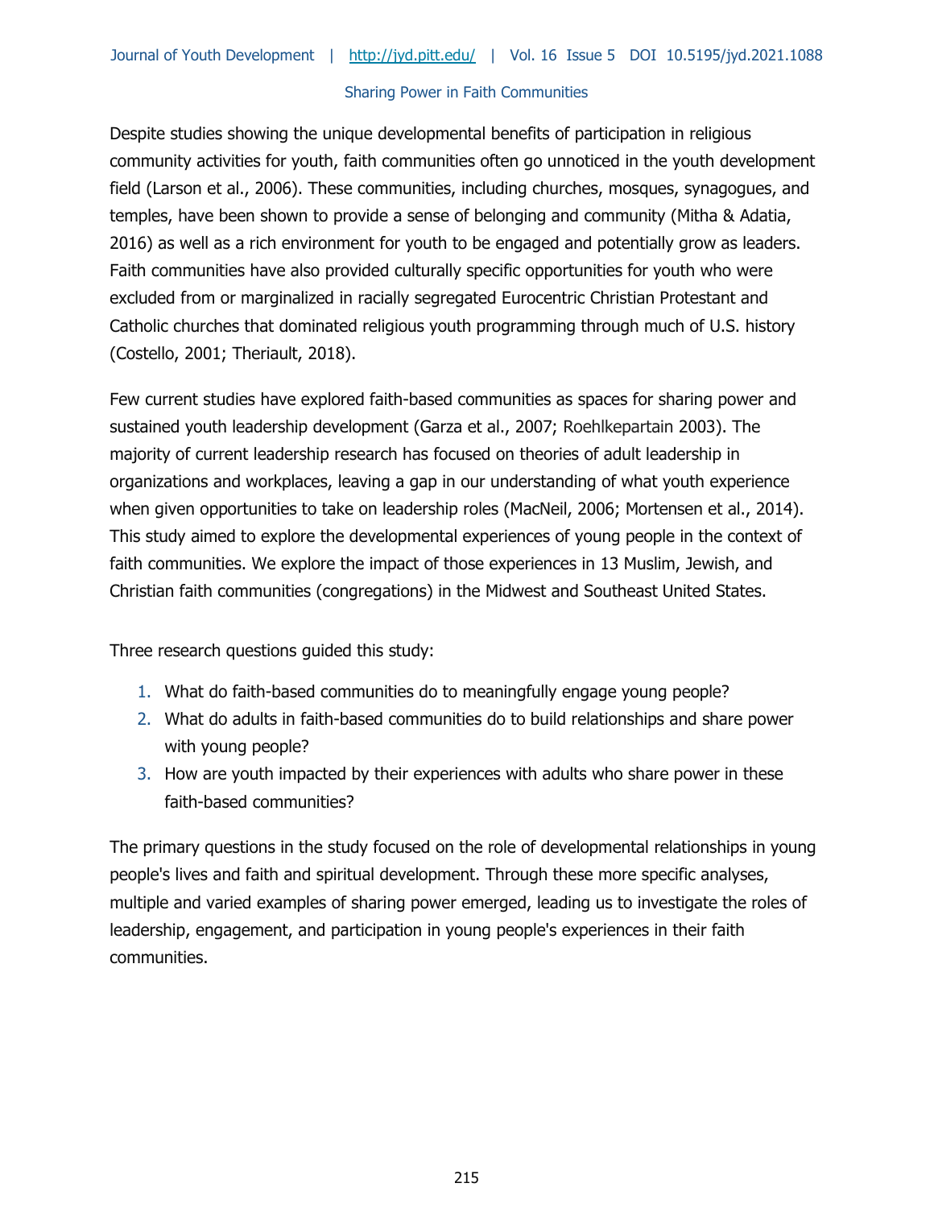Despite studies showing the unique developmental benefits of participation in religious community activities for youth, faith communities often go unnoticed in the youth development field (Larson et al., 2006). These communities, including churches, mosques, synagogues, and temples, have been shown to provide a sense of belonging and community (Mitha & Adatia, 2016) as well as a rich environment for youth to be engaged and potentially grow as leaders. Faith communities have also provided culturally specific opportunities for youth who were excluded from or marginalized in racially segregated Eurocentric Christian Protestant and Catholic churches that dominated religious youth programming through much of U.S. history (Costello, 2001; Theriault, 2018).

Few current studies have explored faith-based communities as spaces for sharing power and sustained youth leadership development (Garza et al., 2007; Roehlkepartain 2003). The majority of current leadership research has focused on theories of adult leadership in organizations and workplaces, leaving a gap in our understanding of what youth experience when given opportunities to take on leadership roles (MacNeil, 2006; Mortensen et al., 2014). This study aimed to explore the developmental experiences of young people in the context of faith communities. We explore the impact of those experiences in 13 Muslim, Jewish, and Christian faith communities (congregations) in the Midwest and Southeast United States.

Three research questions guided this study:

1. What do faith-based communities do to meaningfully engage young people?
2. What do adults in faith-based communities do to build relationships and share power with young people?
3. How are youth impacted by their experiences with adults who share power in these faith-based communities?

The primary questions in the study focused on the role of developmental relationships in young people's lives and faith and spiritual development. Through these more specific analyses, multiple and varied examples of sharing power emerged, leading us to investigate the roles of leadership, engagement, and participation in young people's experiences in their faith communities.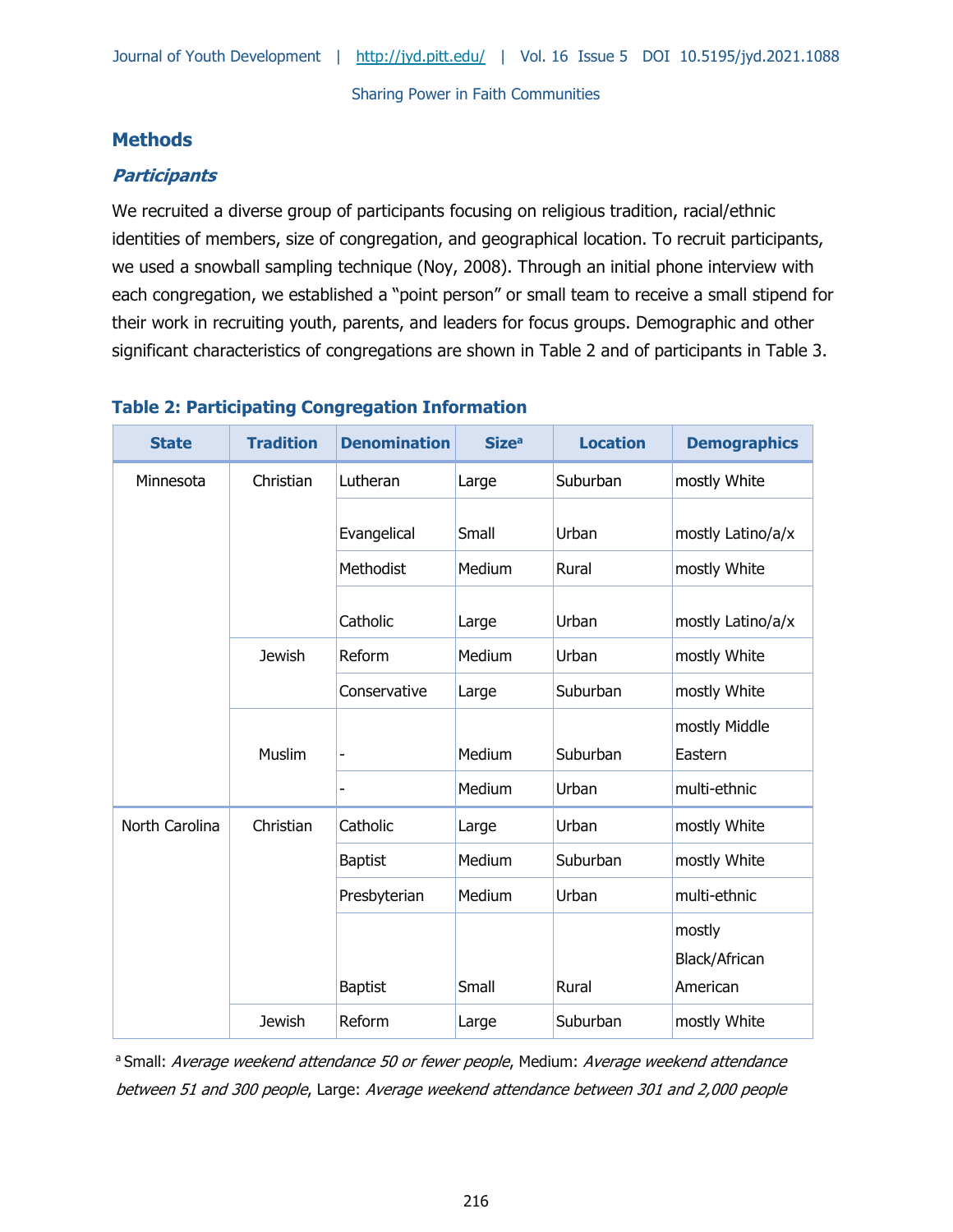## Methods

### *Participants*

We recruited a diverse group of participants focusing on religious tradition, racial/ethnic identities of members, size of congregation, and geographical location. To recruit participants, we used a snowball sampling technique (Noy, 2008). Through an initial phone interview with each congregation, we established a "point person" or small team to receive a small stipend for their work in recruiting youth, parents, and leaders for focus groups. Demographic and other significant characteristics of congregations are shown in Table 2 and of participants in Table 3.

**Table 2: Participating Congregation Information**

| State | Tradition | Denomination | Size[a] | Location | Demographics |
|---|---|---|---|---|---|
| Minnesota | Christian | Lutheran | Large | Suburban | mostly White |
| | | Evangelical | Small | Urban | mostly Latino/a/x |
| | | Methodist | Medium | Rural | mostly White |
| | | Catholic | Large | Urban | mostly Latino/a/x |
| | Jewish | Reform | Medium | Urban | mostly White |
| | | Conservative | Large | Suburban | mostly White |
| | Muslim | - | Medium | Suburban | mostly Middle Eastern |
| | | - | Medium | Urban | multi-ethnic |
| North Carolina | Christian | Catholic | Large | Urban | mostly White |
| | | Baptist | Medium | Suburban | mostly White |
| | | Presbyterian | Medium | Urban | multi-ethnic |
| | | Baptist | Small | Rural | mostly Black/African American |
| | Jewish | Reform | Large | Suburban | mostly White |

[a] Small: *Average weekend attendance 50 or fewer people*, Medium: *Average weekend attendance between 51 and 300 people*, Large: *Average weekend attendance between 301 and 2,000 people*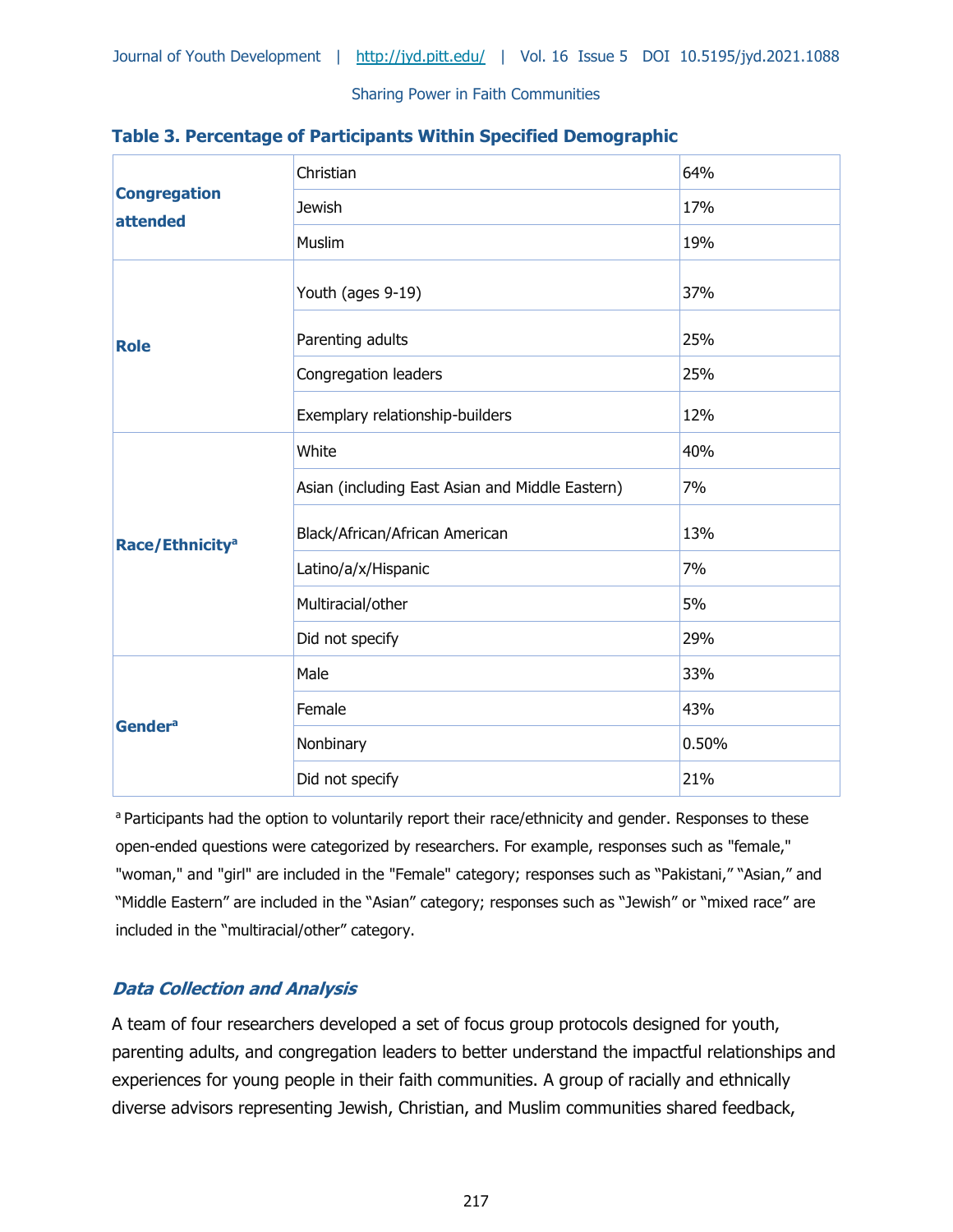**Table 3. Percentage of Participants Within Specified Demographic**

| | | |
|---|---|---|
| **Congregation attended** | Christian | 64% |
| | Jewish | 17% |
| | Muslim | 19% |
| **Role** | Youth (ages 9-19) | 37% |
| | Parenting adults | 25% |
| | Congregation leaders | 25% |
| | Exemplary relationship-builders | 12% |
| **Race/Ethnicity**[a] | White | 40% |
| | Asian (including East Asian and Middle Eastern) | 7% |
| | Black/African/African American | 13% |
| | Latino/a/x/Hispanic | 7% |
| | Multiracial/other | 5% |
| | Did not specify | 29% |
| **Gender**[a] | Male | 33% |
| | Female | 43% |
| | Nonbinary | 0.50% |
| | Did not specify | 21% |

[a] Participants had the option to voluntarily report their race/ethnicity and gender. Responses to these open-ended questions were categorized by researchers. For example, responses such as "female," "woman," and "girl" are included in the "Female" category; responses such as "Pakistani," "Asian," and "Middle Eastern" are included in the "Asian" category; responses such as "Jewish" or "mixed race" are included in the "multiracial/other" category.

### *Data Collection and Analysis*

A team of four researchers developed a set of focus group protocols designed for youth, parenting adults, and congregation leaders to better understand the impactful relationships and experiences for young people in their faith communities. A group of racially and ethnically diverse advisors representing Jewish, Christian, and Muslim communities shared feedback,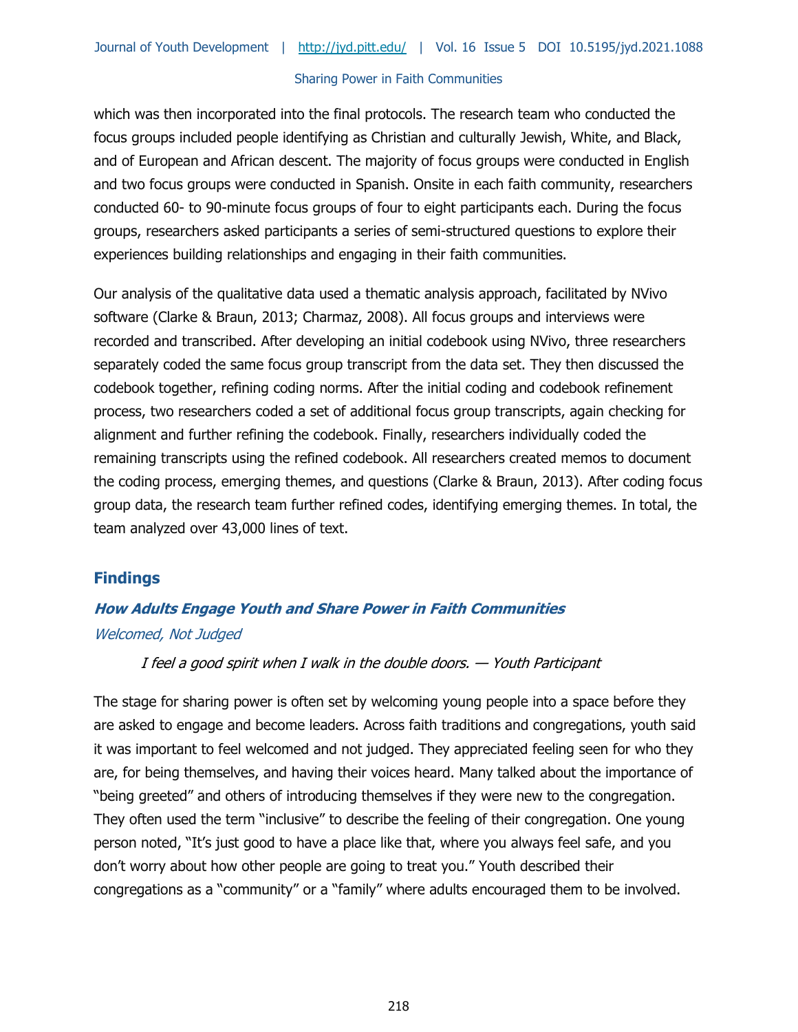which was then incorporated into the final protocols. The research team who conducted the focus groups included people identifying as Christian and culturally Jewish, White, and Black, and of European and African descent. The majority of focus groups were conducted in English and two focus groups were conducted in Spanish. Onsite in each faith community, researchers conducted 60- to 90-minute focus groups of four to eight participants each. During the focus groups, researchers asked participants a series of semi-structured questions to explore their experiences building relationships and engaging in their faith communities.

Our analysis of the qualitative data used a thematic analysis approach, facilitated by NVivo software (Clarke & Braun, 2013; Charmaz, 2008). All focus groups and interviews were recorded and transcribed. After developing an initial codebook using NVivo, three researchers separately coded the same focus group transcript from the data set. They then discussed the codebook together, refining coding norms. After the initial coding and codebook refinement process, two researchers coded a set of additional focus group transcripts, again checking for alignment and further refining the codebook. Finally, researchers individually coded the remaining transcripts using the refined codebook. All researchers created memos to document the coding process, emerging themes, and questions (Clarke & Braun, 2013). After coding focus group data, the research team further refined codes, identifying emerging themes. In total, the team analyzed over 43,000 lines of text.

## Findings

### *How Adults Engage Youth and Share Power in Faith Communities*

#### *Welcomed, Not Judged*

> *I feel a good spirit when I walk in the double doors. — Youth Participant*

The stage for sharing power is often set by welcoming young people into a space before they are asked to engage and become leaders. Across faith traditions and congregations, youth said it was important to feel welcomed and not judged. They appreciated feeling seen for who they are, for being themselves, and having their voices heard. Many talked about the importance of "being greeted" and others of introducing themselves if they were new to the congregation. They often used the term "inclusive" to describe the feeling of their congregation. One young person noted, "It's just good to have a place like that, where you always feel safe, and you don't worry about how other people are going to treat you." Youth described their congregations as a "community" or a "family" where adults encouraged them to be involved.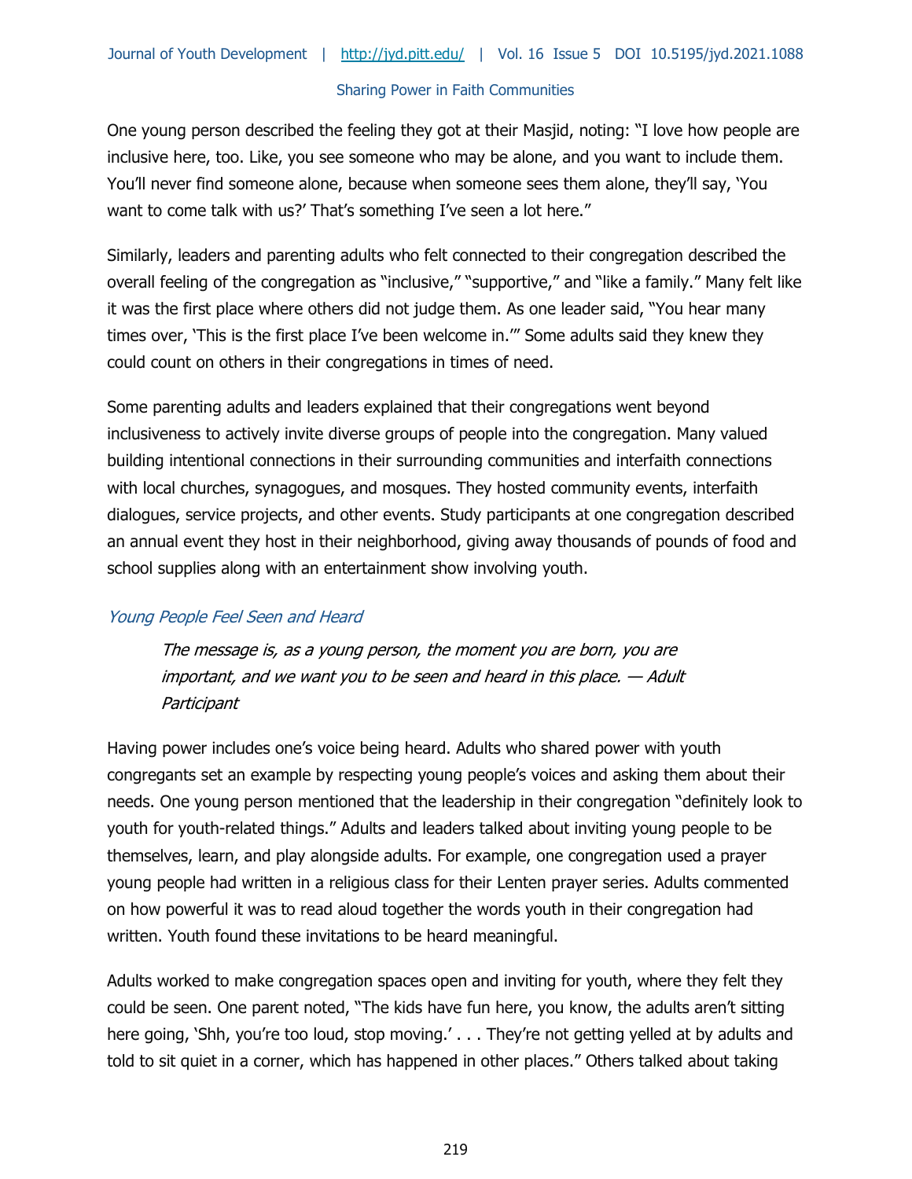One young person described the feeling they got at their Masjid, noting: "I love how people are inclusive here, too. Like, you see someone who may be alone, and you want to include them. You'll never find someone alone, because when someone sees them alone, they'll say, 'You want to come talk with us?' That's something I've seen a lot here."

Similarly, leaders and parenting adults who felt connected to their congregation described the overall feeling of the congregation as "inclusive," "supportive," and "like a family." Many felt like it was the first place where others did not judge them. As one leader said, "You hear many times over, 'This is the first place I've been welcome in.'" Some adults said they knew they could count on others in their congregations in times of need.

Some parenting adults and leaders explained that their congregations went beyond inclusiveness to actively invite diverse groups of people into the congregation. Many valued building intentional connections in their surrounding communities and interfaith connections with local churches, synagogues, and mosques. They hosted community events, interfaith dialogues, service projects, and other events. Study participants at one congregation described an annual event they host in their neighborhood, giving away thousands of pounds of food and school supplies along with an entertainment show involving youth.

### *Young People Feel Seen and Heard*

> *The message is, as a young person, the moment you are born, you are important, and we want you to be seen and heard in this place. — Adult Participant*

Having power includes one's voice being heard. Adults who shared power with youth congregants set an example by respecting young people's voices and asking them about their needs. One young person mentioned that the leadership in their congregation "definitely look to youth for youth-related things." Adults and leaders talked about inviting young people to be themselves, learn, and play alongside adults. For example, one congregation used a prayer young people had written in a religious class for their Lenten prayer series. Adults commented on how powerful it was to read aloud together the words youth in their congregation had written. Youth found these invitations to be heard meaningful.

Adults worked to make congregation spaces open and inviting for youth, where they felt they could be seen. One parent noted, "The kids have fun here, you know, the adults aren't sitting here going, 'Shh, you're too loud, stop moving.' . . . They're not getting yelled at by adults and told to sit quiet in a corner, which has happened in other places." Others talked about taking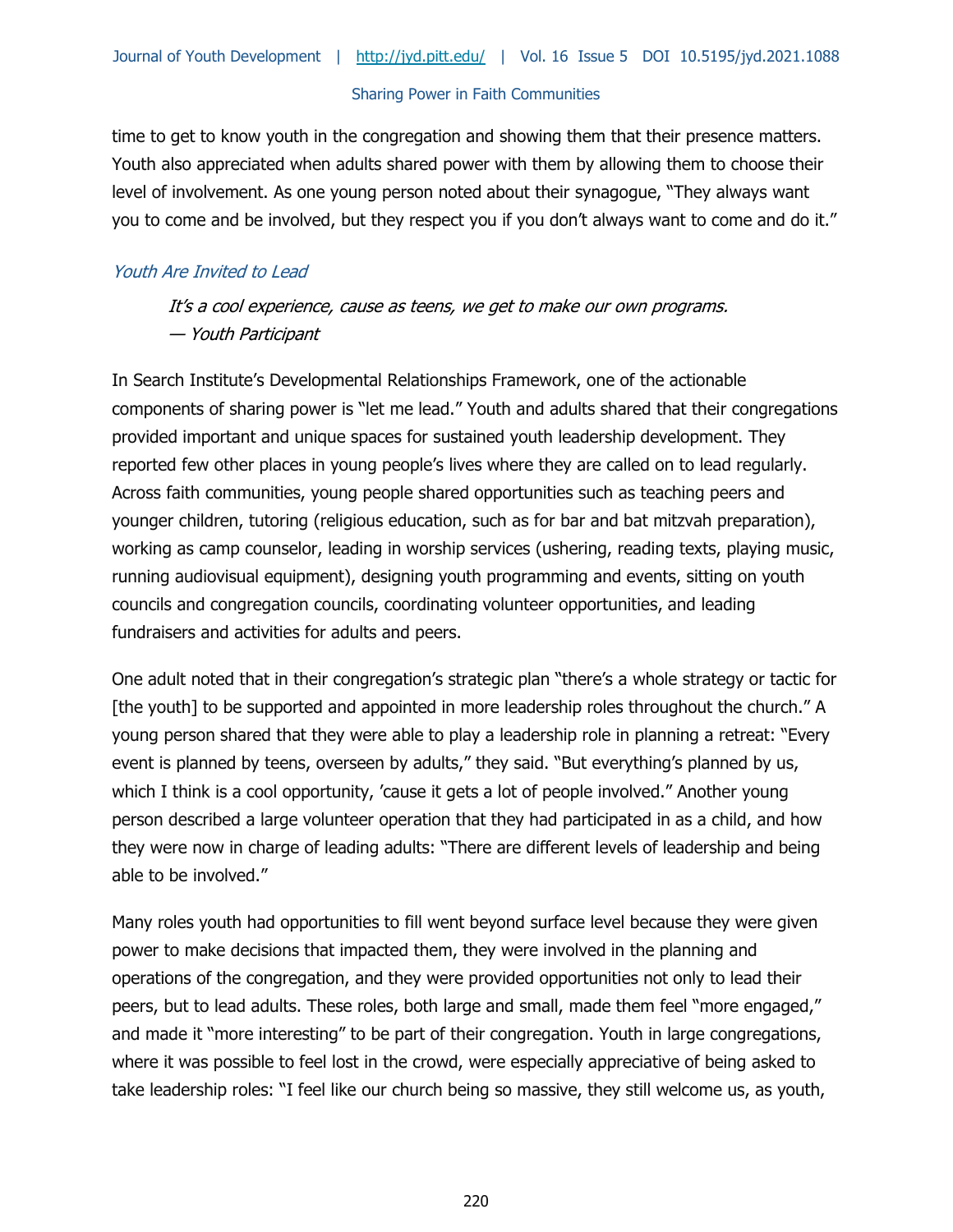time to get to know youth in the congregation and showing them that their presence matters. Youth also appreciated when adults shared power with them by allowing them to choose their level of involvement. As one young person noted about their synagogue, "They always want you to come and be involved, but they respect you if you don't always want to come and do it."

### *Youth Are Invited to Lead*

> *It's a cool experience, cause as teens, we get to make our own programs.*
> *— Youth Participant*

In Search Institute's Developmental Relationships Framework, one of the actionable components of sharing power is "let me lead." Youth and adults shared that their congregations provided important and unique spaces for sustained youth leadership development. They reported few other places in young people's lives where they are called on to lead regularly. Across faith communities, young people shared opportunities such as teaching peers and younger children, tutoring (religious education, such as for bar and bat mitzvah preparation), working as camp counselor, leading in worship services (ushering, reading texts, playing music, running audiovisual equipment), designing youth programming and events, sitting on youth councils and congregation councils, coordinating volunteer opportunities, and leading fundraisers and activities for adults and peers.

One adult noted that in their congregation's strategic plan "there's a whole strategy or tactic for [the youth] to be supported and appointed in more leadership roles throughout the church." A young person shared that they were able to play a leadership role in planning a retreat: "Every event is planned by teens, overseen by adults," they said. "But everything's planned by us, which I think is a cool opportunity, 'cause it gets a lot of people involved." Another young person described a large volunteer operation that they had participated in as a child, and how they were now in charge of leading adults: "There are different levels of leadership and being able to be involved."

Many roles youth had opportunities to fill went beyond surface level because they were given power to make decisions that impacted them, they were involved in the planning and operations of the congregation, and they were provided opportunities not only to lead their peers, but to lead adults. These roles, both large and small, made them feel "more engaged," and made it "more interesting" to be part of their congregation. Youth in large congregations, where it was possible to feel lost in the crowd, were especially appreciative of being asked to take leadership roles: "I feel like our church being so massive, they still welcome us, as youth,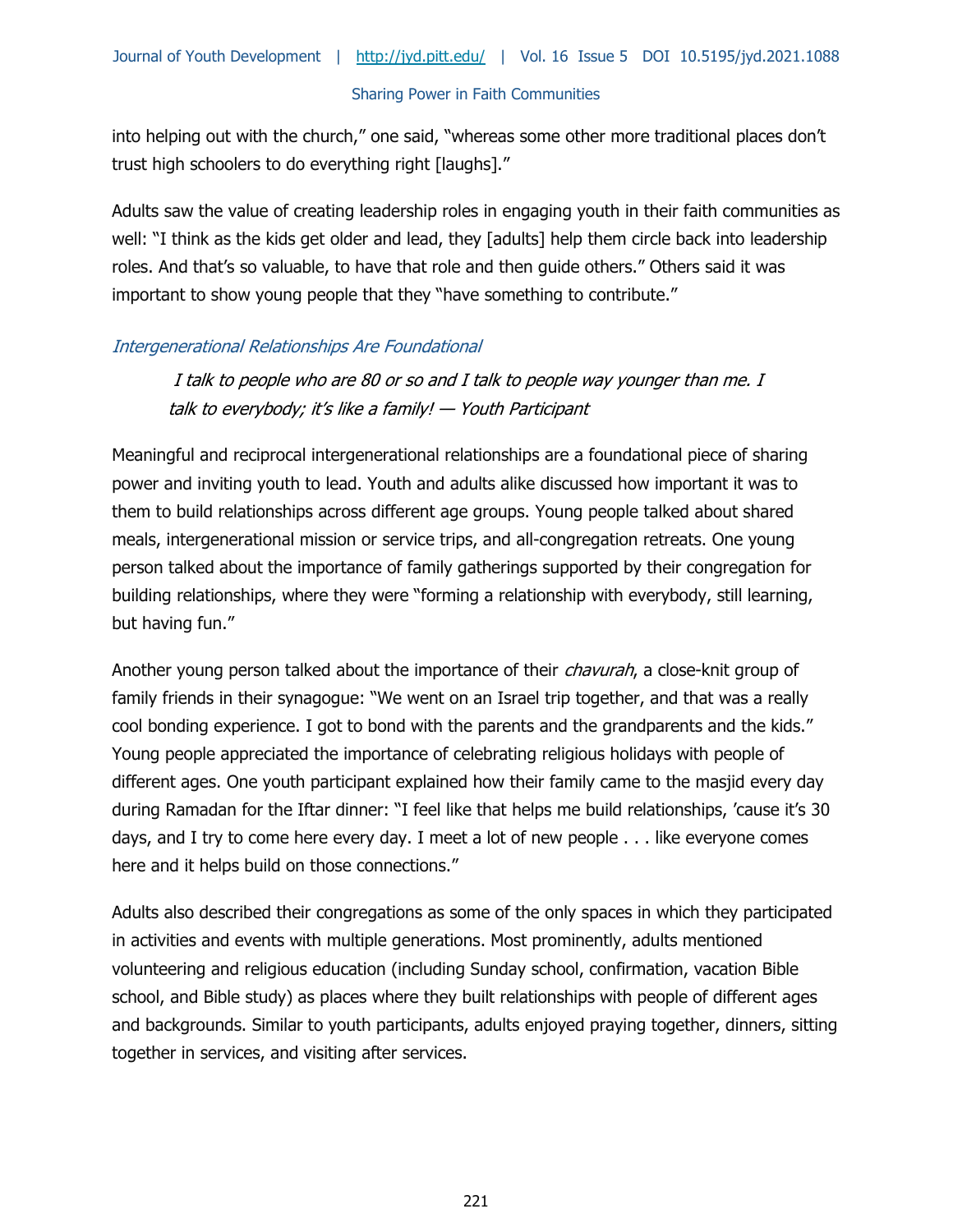into helping out with the church," one said, "whereas some other more traditional places don't trust high schoolers to do everything right [laughs]."

Adults saw the value of creating leadership roles in engaging youth in their faith communities as well: "I think as the kids get older and lead, they [adults] help them circle back into leadership roles. And that's so valuable, to have that role and then guide others." Others said it was important to show young people that they "have something to contribute."

### *Intergenerational Relationships Are Foundational*

> *I talk to people who are 80 or so and I talk to people way younger than me. I talk to everybody; it's like a family! — Youth Participant*

Meaningful and reciprocal intergenerational relationships are a foundational piece of sharing power and inviting youth to lead. Youth and adults alike discussed how important it was to them to build relationships across different age groups. Young people talked about shared meals, intergenerational mission or service trips, and all-congregation retreats. One young person talked about the importance of family gatherings supported by their congregation for building relationships, where they were "forming a relationship with everybody, still learning, but having fun."

Another young person talked about the importance of their *chavurah*, a close-knit group of family friends in their synagogue: "We went on an Israel trip together, and that was a really cool bonding experience. I got to bond with the parents and the grandparents and the kids." Young people appreciated the importance of celebrating religious holidays with people of different ages. One youth participant explained how their family came to the masjid every day during Ramadan for the Iftar dinner: "I feel like that helps me build relationships, 'cause it's 30 days, and I try to come here every day. I meet a lot of new people . . . like everyone comes here and it helps build on those connections."

Adults also described their congregations as some of the only spaces in which they participated in activities and events with multiple generations. Most prominently, adults mentioned volunteering and religious education (including Sunday school, confirmation, vacation Bible school, and Bible study) as places where they built relationships with people of different ages and backgrounds. Similar to youth participants, adults enjoyed praying together, dinners, sitting together in services, and visiting after services.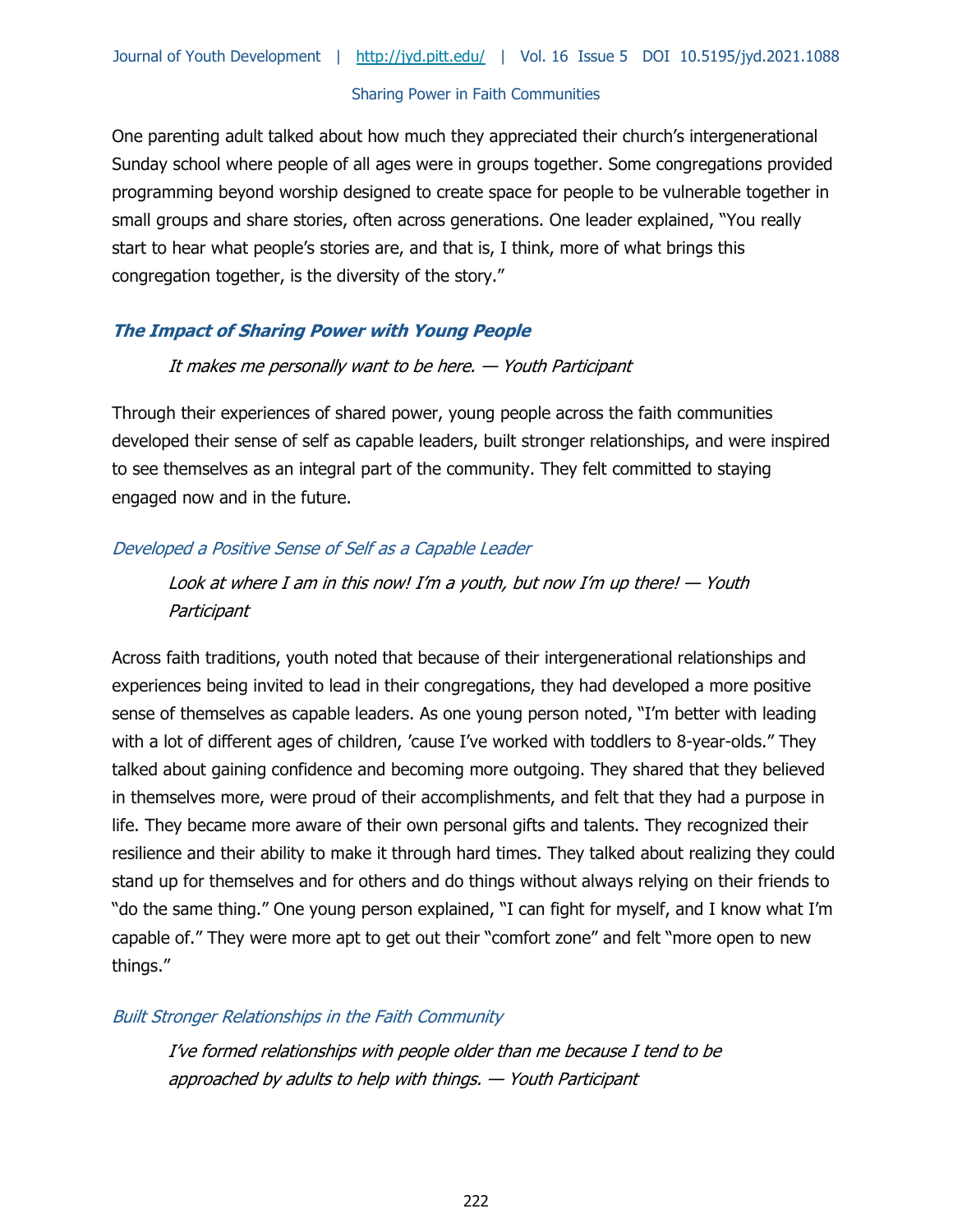One parenting adult talked about how much they appreciated their church's intergenerational Sunday school where people of all ages were in groups together. Some congregations provided programming beyond worship designed to create space for people to be vulnerable together in small groups and share stories, often across generations. One leader explained, "You really start to hear what people's stories are, and that is, I think, more of what brings this congregation together, is the diversity of the story."

### ***The Impact of Sharing Power with Young People***

> *It makes me personally want to be here. — Youth Participant*

Through their experiences of shared power, young people across the faith communities developed their sense of self as capable leaders, built stronger relationships, and were inspired to see themselves as an integral part of the community. They felt committed to staying engaged now and in the future.

#### *Developed a Positive Sense of Self as a Capable Leader*

> *Look at where I am in this now! I'm a youth, but now I'm up there! — Youth Participant*

Across faith traditions, youth noted that because of their intergenerational relationships and experiences being invited to lead in their congregations, they had developed a more positive sense of themselves as capable leaders. As one young person noted, "I'm better with leading with a lot of different ages of children, 'cause I've worked with toddlers to 8-year-olds." They talked about gaining confidence and becoming more outgoing. They shared that they believed in themselves more, were proud of their accomplishments, and felt that they had a purpose in life. They became more aware of their own personal gifts and talents. They recognized their resilience and their ability to make it through hard times. They talked about realizing they could stand up for themselves and for others and do things without always relying on their friends to "do the same thing." One young person explained, "I can fight for myself, and I know what I'm capable of." They were more apt to get out their "comfort zone" and felt "more open to new things."

#### *Built Stronger Relationships in the Faith Community*

> *I've formed relationships with people older than me because I tend to be approached by adults to help with things. — Youth Participant*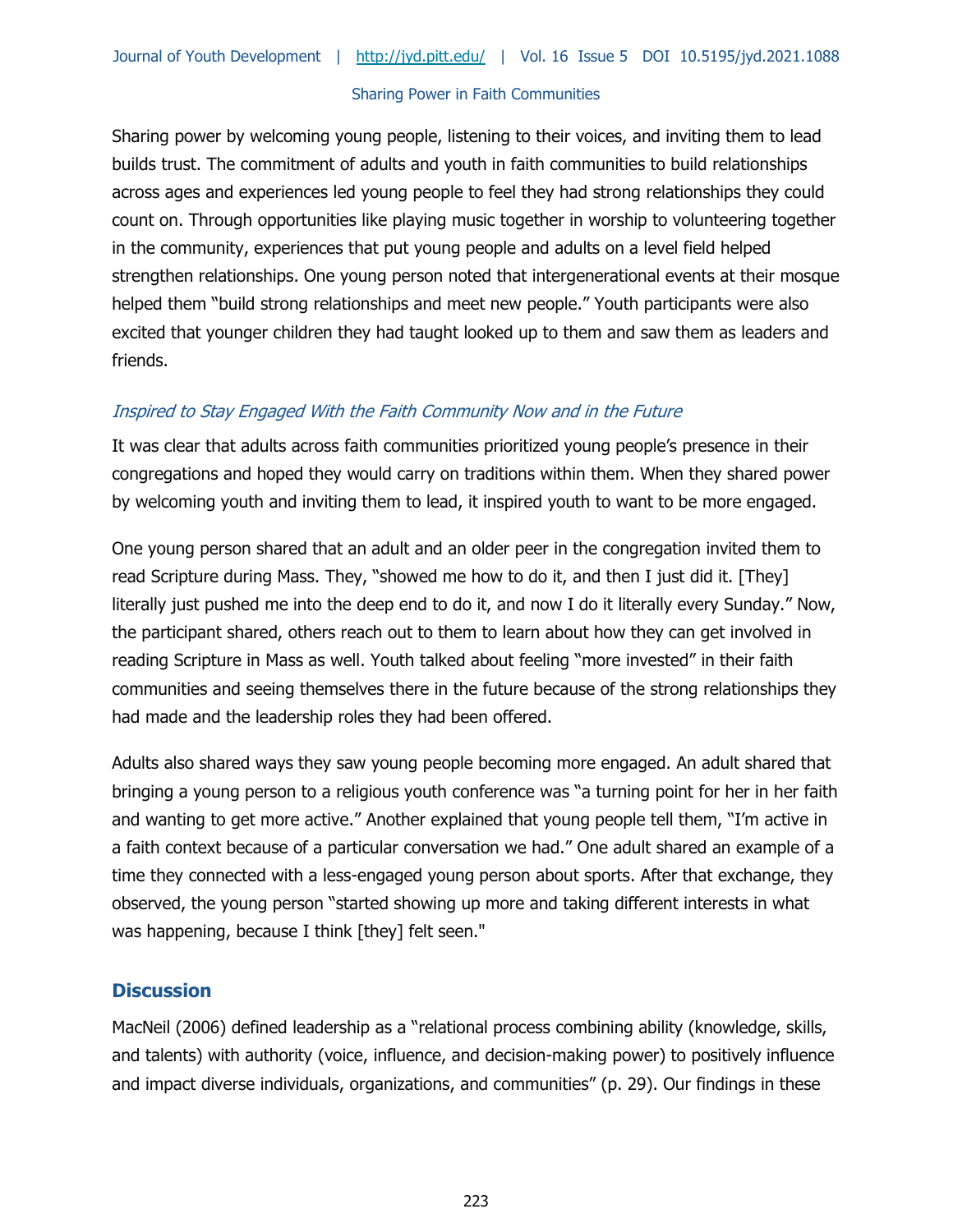Sharing power by welcoming young people, listening to their voices, and inviting them to lead builds trust. The commitment of adults and youth in faith communities to build relationships across ages and experiences led young people to feel they had strong relationships they could count on. Through opportunities like playing music together in worship to volunteering together in the community, experiences that put young people and adults on a level field helped strengthen relationships. One young person noted that intergenerational events at their mosque helped them "build strong relationships and meet new people." Youth participants were also excited that younger children they had taught looked up to them and saw them as leaders and friends.

### *Inspired to Stay Engaged With the Faith Community Now and in the Future*

It was clear that adults across faith communities prioritized young people's presence in their congregations and hoped they would carry on traditions within them. When they shared power by welcoming youth and inviting them to lead, it inspired youth to want to be more engaged.

One young person shared that an adult and an older peer in the congregation invited them to read Scripture during Mass. They, "showed me how to do it, and then I just did it. [They] literally just pushed me into the deep end to do it, and now I do it literally every Sunday." Now, the participant shared, others reach out to them to learn about how they can get involved in reading Scripture in Mass as well. Youth talked about feeling "more invested" in their faith communities and seeing themselves there in the future because of the strong relationships they had made and the leadership roles they had been offered.

Adults also shared ways they saw young people becoming more engaged. An adult shared that bringing a young person to a religious youth conference was "a turning point for her in her faith and wanting to get more active." Another explained that young people tell them, "I'm active in a faith context because of a particular conversation we had." One adult shared an example of a time they connected with a less-engaged young person about sports. After that exchange, they observed, the young person "started showing up more and taking different interests in what was happening, because I think [they] felt seen."

## Discussion

MacNeil (2006) defined leadership as a "relational process combining ability (knowledge, skills, and talents) with authority (voice, influence, and decision-making power) to positively influence and impact diverse individuals, organizations, and communities" (p. 29). Our findings in these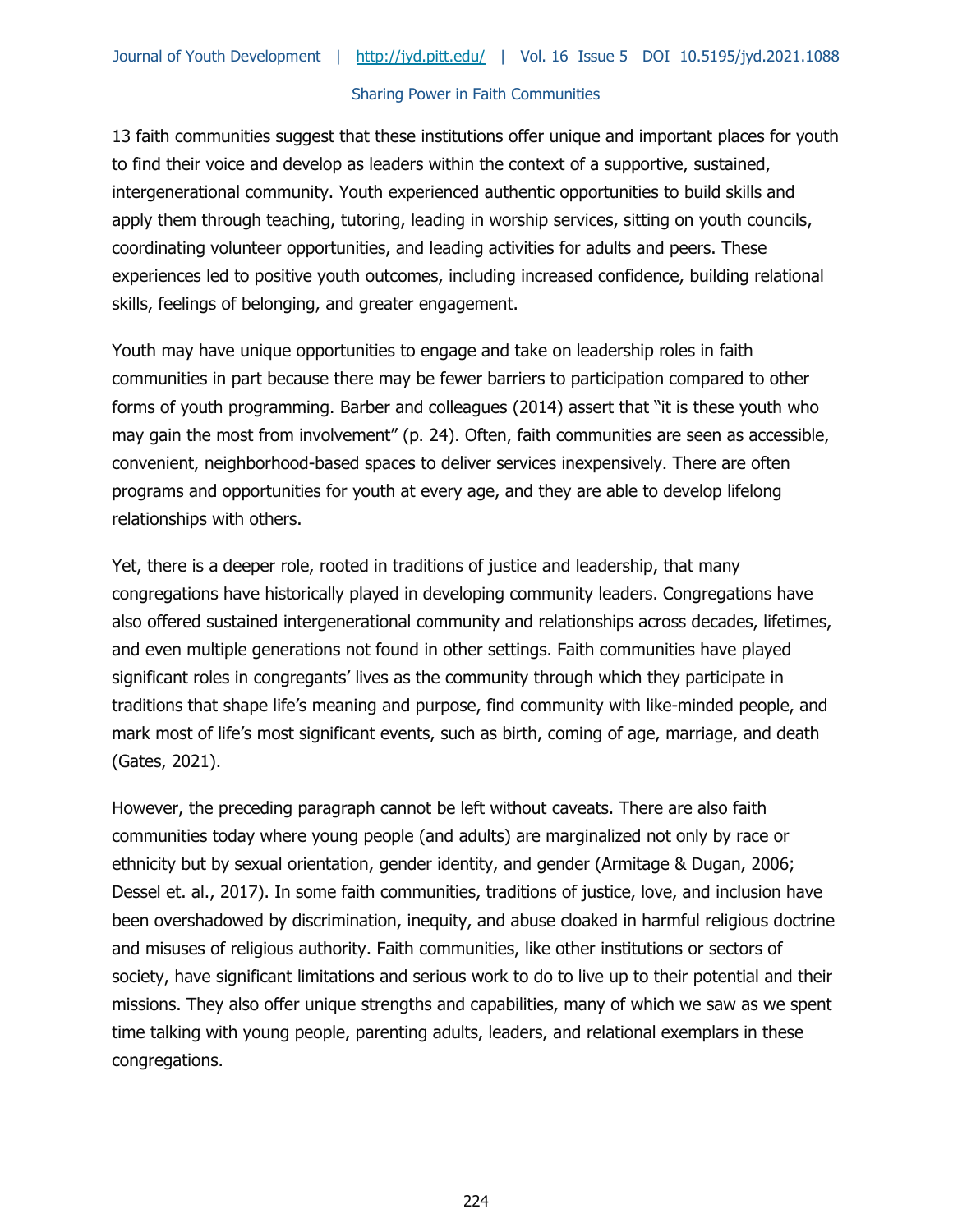13 faith communities suggest that these institutions offer unique and important places for youth to find their voice and develop as leaders within the context of a supportive, sustained, intergenerational community. Youth experienced authentic opportunities to build skills and apply them through teaching, tutoring, leading in worship services, sitting on youth councils, coordinating volunteer opportunities, and leading activities for adults and peers. These experiences led to positive youth outcomes, including increased confidence, building relational skills, feelings of belonging, and greater engagement.

Youth may have unique opportunities to engage and take on leadership roles in faith communities in part because there may be fewer barriers to participation compared to other forms of youth programming. Barber and colleagues (2014) assert that "it is these youth who may gain the most from involvement" (p. 24). Often, faith communities are seen as accessible, convenient, neighborhood-based spaces to deliver services inexpensively. There are often programs and opportunities for youth at every age, and they are able to develop lifelong relationships with others.

Yet, there is a deeper role, rooted in traditions of justice and leadership, that many congregations have historically played in developing community leaders. Congregations have also offered sustained intergenerational community and relationships across decades, lifetimes, and even multiple generations not found in other settings. Faith communities have played significant roles in congregants' lives as the community through which they participate in traditions that shape life's meaning and purpose, find community with like-minded people, and mark most of life's most significant events, such as birth, coming of age, marriage, and death (Gates, 2021).

However, the preceding paragraph cannot be left without caveats. There are also faith communities today where young people (and adults) are marginalized not only by race or ethnicity but by sexual orientation, gender identity, and gender (Armitage & Dugan, 2006; Dessel et. al., 2017). In some faith communities, traditions of justice, love, and inclusion have been overshadowed by discrimination, inequity, and abuse cloaked in harmful religious doctrine and misuses of religious authority. Faith communities, like other institutions or sectors of society, have significant limitations and serious work to do to live up to their potential and their missions. They also offer unique strengths and capabilities, many of which we saw as we spent time talking with young people, parenting adults, leaders, and relational exemplars in these congregations.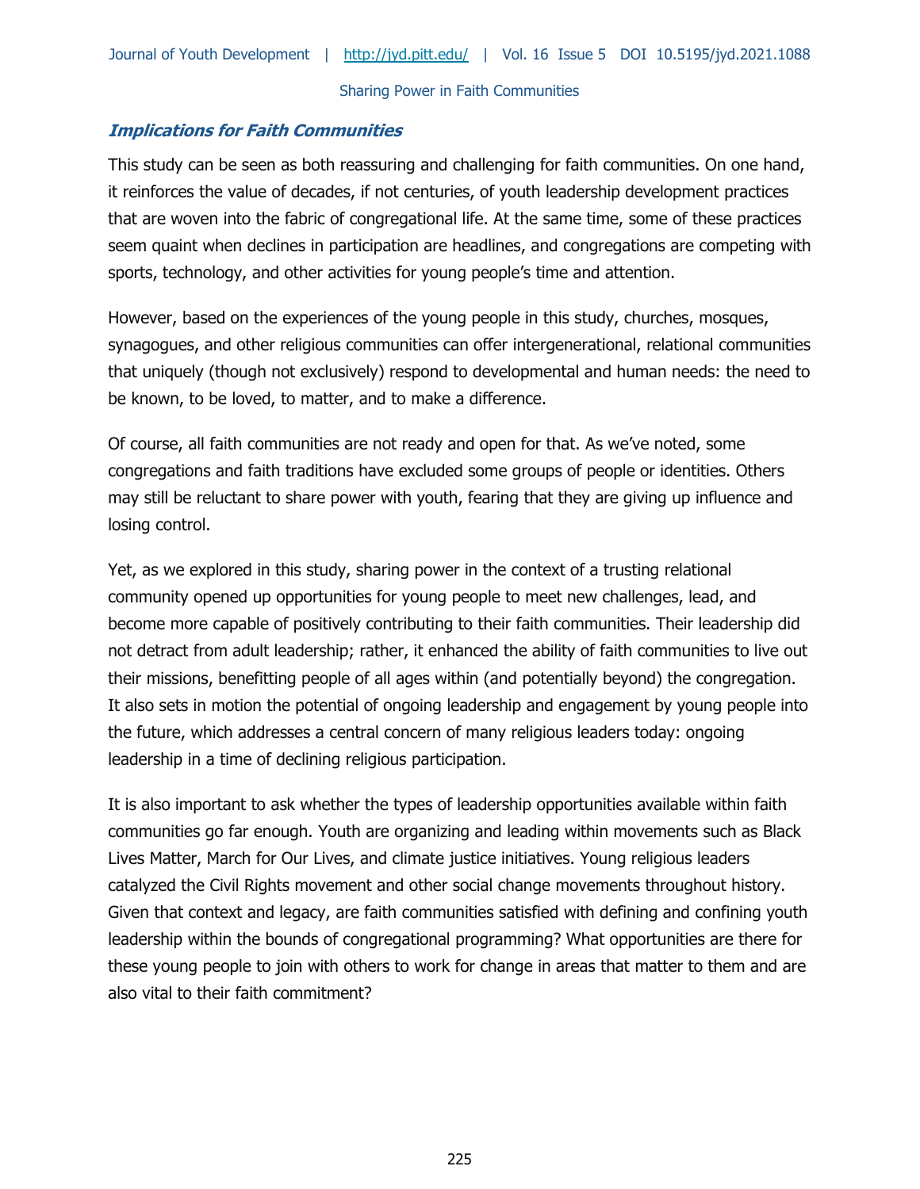### ***Implications for Faith Communities***

This study can be seen as both reassuring and challenging for faith communities. On one hand, it reinforces the value of decades, if not centuries, of youth leadership development practices that are woven into the fabric of congregational life. At the same time, some of these practices seem quaint when declines in participation are headlines, and congregations are competing with sports, technology, and other activities for young people's time and attention.

However, based on the experiences of the young people in this study, churches, mosques, synagogues, and other religious communities can offer intergenerational, relational communities that uniquely (though not exclusively) respond to developmental and human needs: the need to be known, to be loved, to matter, and to make a difference.

Of course, all faith communities are not ready and open for that. As we've noted, some congregations and faith traditions have excluded some groups of people or identities. Others may still be reluctant to share power with youth, fearing that they are giving up influence and losing control.

Yet, as we explored in this study, sharing power in the context of a trusting relational community opened up opportunities for young people to meet new challenges, lead, and become more capable of positively contributing to their faith communities. Their leadership did not detract from adult leadership; rather, it enhanced the ability of faith communities to live out their missions, benefitting people of all ages within (and potentially beyond) the congregation. It also sets in motion the potential of ongoing leadership and engagement by young people into the future, which addresses a central concern of many religious leaders today: ongoing leadership in a time of declining religious participation.

It is also important to ask whether the types of leadership opportunities available within faith communities go far enough. Youth are organizing and leading within movements such as Black Lives Matter, March for Our Lives, and climate justice initiatives. Young religious leaders catalyzed the Civil Rights movement and other social change movements throughout history. Given that context and legacy, are faith communities satisfied with defining and confining youth leadership within the bounds of congregational programming? What opportunities are there for these young people to join with others to work for change in areas that matter to them and are also vital to their faith commitment?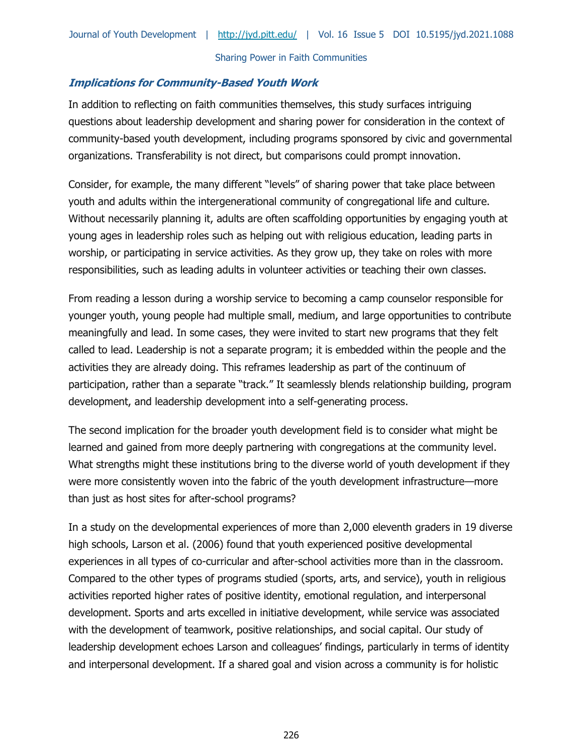### *Implications for Community-Based Youth Work*

In addition to reflecting on faith communities themselves, this study surfaces intriguing questions about leadership development and sharing power for consideration in the context of community-based youth development, including programs sponsored by civic and governmental organizations. Transferability is not direct, but comparisons could prompt innovation.

Consider, for example, the many different "levels" of sharing power that take place between youth and adults within the intergenerational community of congregational life and culture. Without necessarily planning it, adults are often scaffolding opportunities by engaging youth at young ages in leadership roles such as helping out with religious education, leading parts in worship, or participating in service activities. As they grow up, they take on roles with more responsibilities, such as leading adults in volunteer activities or teaching their own classes.

From reading a lesson during a worship service to becoming a camp counselor responsible for younger youth, young people had multiple small, medium, and large opportunities to contribute meaningfully and lead. In some cases, they were invited to start new programs that they felt called to lead. Leadership is not a separate program; it is embedded within the people and the activities they are already doing. This reframes leadership as part of the continuum of participation, rather than a separate "track." It seamlessly blends relationship building, program development, and leadership development into a self-generating process.

The second implication for the broader youth development field is to consider what might be learned and gained from more deeply partnering with congregations at the community level. What strengths might these institutions bring to the diverse world of youth development if they were more consistently woven into the fabric of the youth development infrastructure—more than just as host sites for after-school programs?

In a study on the developmental experiences of more than 2,000 eleventh graders in 19 diverse high schools, Larson et al. (2006) found that youth experienced positive developmental experiences in all types of co-curricular and after-school activities more than in the classroom. Compared to the other types of programs studied (sports, arts, and service), youth in religious activities reported higher rates of positive identity, emotional regulation, and interpersonal development. Sports and arts excelled in initiative development, while service was associated with the development of teamwork, positive relationships, and social capital. Our study of leadership development echoes Larson and colleagues' findings, particularly in terms of identity and interpersonal development. If a shared goal and vision across a community is for holistic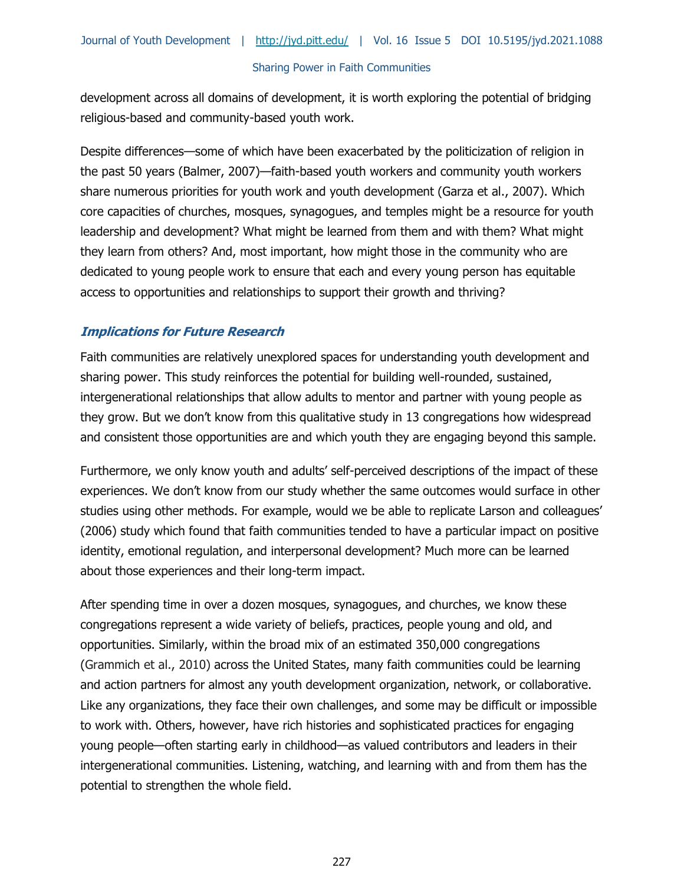development across all domains of development, it is worth exploring the potential of bridging religious-based and community-based youth work.

Despite differences—some of which have been exacerbated by the politicization of religion in the past 50 years (Balmer, 2007)—faith-based youth workers and community youth workers share numerous priorities for youth work and youth development (Garza et al., 2007). Which core capacities of churches, mosques, synagogues, and temples might be a resource for youth leadership and development? What might be learned from them and with them? What might they learn from others? And, most important, how might those in the community who are dedicated to young people work to ensure that each and every young person has equitable access to opportunities and relationships to support their growth and thriving?

### *Implications for Future Research*

Faith communities are relatively unexplored spaces for understanding youth development and sharing power. This study reinforces the potential for building well-rounded, sustained, intergenerational relationships that allow adults to mentor and partner with young people as they grow. But we don't know from this qualitative study in 13 congregations how widespread and consistent those opportunities are and which youth they are engaging beyond this sample.

Furthermore, we only know youth and adults' self-perceived descriptions of the impact of these experiences. We don't know from our study whether the same outcomes would surface in other studies using other methods. For example, would we be able to replicate Larson and colleagues' (2006) study which found that faith communities tended to have a particular impact on positive identity, emotional regulation, and interpersonal development? Much more can be learned about those experiences and their long-term impact.

After spending time in over a dozen mosques, synagogues, and churches, we know these congregations represent a wide variety of beliefs, practices, people young and old, and opportunities. Similarly, within the broad mix of an estimated 350,000 congregations (Grammich et al., 2010) across the United States, many faith communities could be learning and action partners for almost any youth development organization, network, or collaborative. Like any organizations, they face their own challenges, and some may be difficult or impossible to work with. Others, however, have rich histories and sophisticated practices for engaging young people—often starting early in childhood—as valued contributors and leaders in their intergenerational communities. Listening, watching, and learning with and from them has the potential to strengthen the whole field.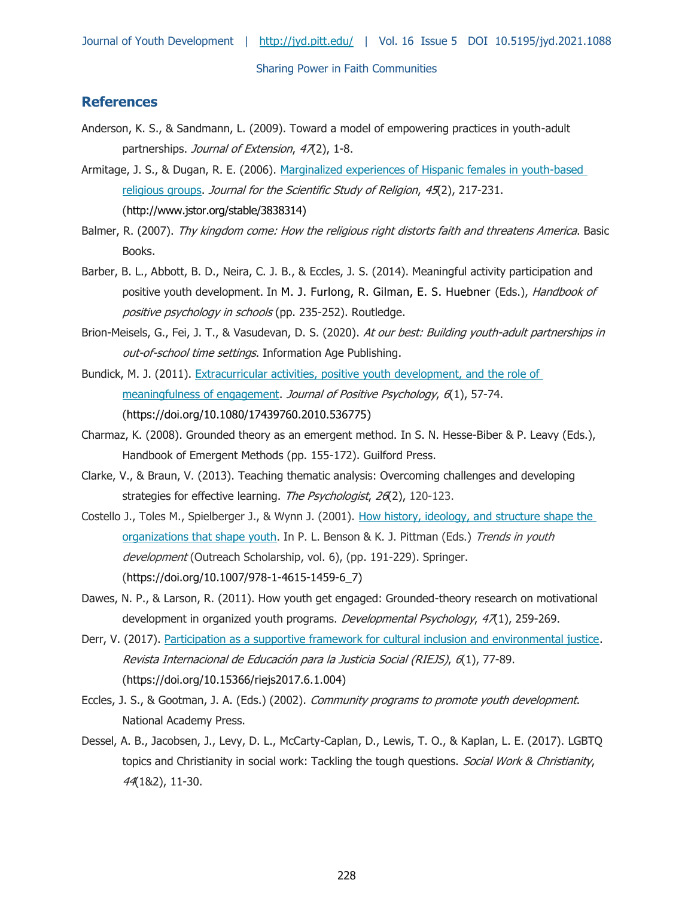## References

Anderson, K. S., & Sandmann, L. (2009). Toward a model of empowering practices in youth-adult partnerships. *Journal of Extension*, *47*(2), 1-8.

Armitage, J. S., & Dugan, R. E. (2006). Marginalized experiences of Hispanic females in youth-based religious groups. *Journal for the Scientific Study of Religion*, *45*(2), 217-231. (http://www.jstor.org/stable/3838314)

Balmer, R. (2007). *Thy kingdom come: How the religious right distorts faith and threatens America*. Basic Books.

Barber, B. L., Abbott, B. D., Neira, C. J. B., & Eccles, J. S. (2014). Meaningful activity participation and positive youth development. In M. J. Furlong, R. Gilman, E. S. Huebner (Eds.), *Handbook of positive psychology in schools* (pp. 235-252). Routledge.

Brion-Meisels, G., Fei, J. T., & Vasudevan, D. S. (2020). *At our best: Building youth-adult partnerships in out-of-school time settings*. Information Age Publishing.

Bundick, M. J. (2011). Extracurricular activities, positive youth development, and the role of meaningfulness of engagement. *Journal of Positive Psychology*, *6*(1), 57-74. (https://doi.org/10.1080/17439760.2010.536775)

Charmaz, K. (2008). Grounded theory as an emergent method. In S. N. Hesse-Biber & P. Leavy (Eds.), Handbook of Emergent Methods (pp. 155-172). Guilford Press.

Clarke, V., & Braun, V. (2013). Teaching thematic analysis: Overcoming challenges and developing strategies for effective learning. *The Psychologist*, *26*(2), 120-123.

Costello J., Toles M., Spielberger J., & Wynn J. (2001). How history, ideology, and structure shape the organizations that shape youth. In P. L. Benson & K. J. Pittman (Eds.) *Trends in youth development* (Outreach Scholarship, vol. 6), (pp. 191-229). Springer. (https://doi.org/10.1007/978-1-4615-1459-6_7)

Dawes, N. P., & Larson, R. (2011). How youth get engaged: Grounded-theory research on motivational development in organized youth programs. *Developmental Psychology*, *47*(1), 259-269.

Derr, V. (2017). Participation as a supportive framework for cultural inclusion and environmental justice. *Revista Internacional de Educación para la Justicia Social (RIEJS)*, *6*(1), 77-89. (https://doi.org/10.15366/riejs2017.6.1.004)

Eccles, J. S., & Gootman, J. A. (Eds.) (2002). *Community programs to promote youth development*. National Academy Press.

Dessel, A. B., Jacobsen, J., Levy, D. L., McCarty-Caplan, D., Lewis, T. O., & Kaplan, L. E. (2017). LGBTQ topics and Christianity in social work: Tackling the tough questions. *Social Work & Christianity*, *44*(1&2), 11-30.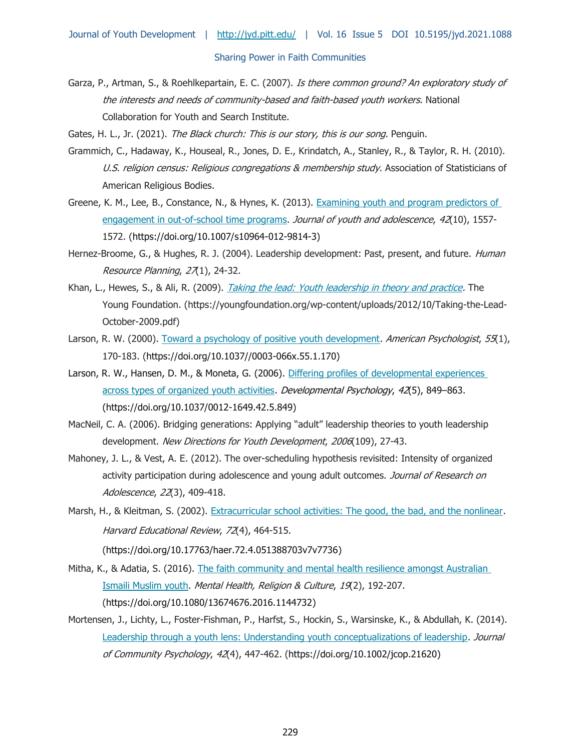Garza, P., Artman, S., & Roehlkepartain, E. C. (2007). *Is there common ground? An exploratory study of the interests and needs of community-based and faith-based youth workers.* National Collaboration for Youth and Search Institute.

Gates, H. L., Jr. (2021). *The Black church: This is our story, this is our song.* Penguin.

Grammich, C., Hadaway, K., Houseal, R., Jones, D. E., Krindatch, A., Stanley, R., & Taylor, R. H. (2010). *U.S. religion census: Religious congregations & membership study.* Association of Statisticians of American Religious Bodies.

Greene, K. M., Lee, B., Constance, N., & Hynes, K. (2013). Examining youth and program predictors of engagement in out-of-school time programs. *Journal of youth and adolescence*, *42*(10), 1557-1572. (https://doi.org/10.1007/s10964-012-9814-3)

Hernez-Broome, G., & Hughes, R. J. (2004). Leadership development: Past, present, and future. *Human Resource Planning*, *27*(1), 24-32.

Khan, L., Hewes, S., & Ali, R. (2009). *Taking the lead: Youth leadership in theory and practice.* The Young Foundation. (https://youngfoundation.org/wp-content/uploads/2012/10/Taking-the-Lead-October-2009.pdf)

Larson, R. W. (2000). Toward a psychology of positive youth development. *American Psychologist*, *55*(1), 170-183. (https://doi.org/10.1037//0003-066x.55.1.170)

Larson, R. W., Hansen, D. M., & Moneta, G. (2006). Differing profiles of developmental experiences across types of organized youth activities. *Developmental Psychology*, *42*(5), 849–863. (https://doi.org/10.1037/0012-1649.42.5.849)

MacNeil, C. A. (2006). Bridging generations: Applying "adult" leadership theories to youth leadership development. *New Directions for Youth Development*, *2006*(109), 27-43.

Mahoney, J. L., & Vest, A. E. (2012). The over-scheduling hypothesis revisited: Intensity of organized activity participation during adolescence and young adult outcomes. *Journal of Research on Adolescence*, *22*(3), 409-418.

Marsh, H., & Kleitman, S. (2002). Extracurricular school activities: The good, the bad, and the nonlinear. *Harvard Educational Review*, *72*(4), 464-515. (https://doi.org/10.17763/haer.72.4.051388703v7v7736)

Mitha, K., & Adatia, S. (2016). The faith community and mental health resilience amongst Australian Ismaili Muslim youth. *Mental Health, Religion & Culture*, *19*(2), 192-207. (https://doi.org/10.1080/13674676.2016.1144732)

Mortensen, J., Lichty, L., Foster-Fishman, P., Harfst, S., Hockin, S., Warsinske, K., & Abdullah, K. (2014). Leadership through a youth lens: Understanding youth conceptualizations of leadership. *Journal of Community Psychology*, *42*(4), 447-462. (https://doi.org/10.1002/jcop.21620)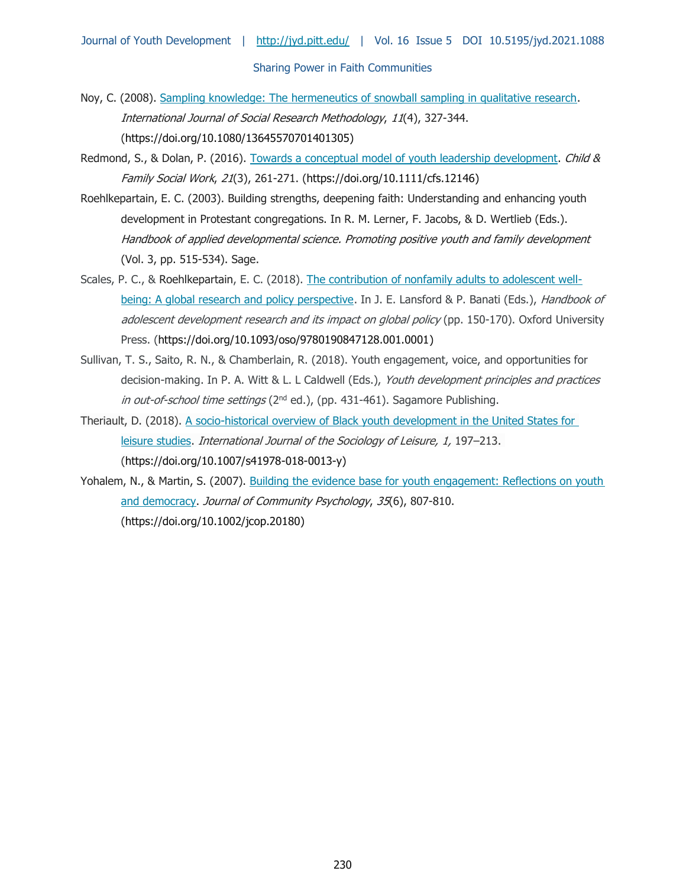Noy, C. (2008). Sampling knowledge: The hermeneutics of snowball sampling in qualitative research. *International Journal of Social Research Methodology*, *11*(4), 327-344. (https://doi.org/10.1080/13645570701401305)

Redmond, S., & Dolan, P. (2016). Towards a conceptual model of youth leadership development. *Child & Family Social Work*, *21*(3), 261-271. (https://doi.org/10.1111/cfs.12146)

Roehlkepartain, E. C. (2003). Building strengths, deepening faith: Understanding and enhancing youth development in Protestant congregations. In R. M. Lerner, F. Jacobs, & D. Wertlieb (Eds.). *Handbook of applied developmental science. Promoting positive youth and family development* (Vol. 3, pp. 515-534). Sage.

Scales, P. C., & Roehlkepartain, E. C. (2018). The contribution of nonfamily adults to adolescent well-being: A global research and policy perspective. In J. E. Lansford & P. Banati (Eds.), *Handbook of adolescent development research and its impact on global policy* (pp. 150-170). Oxford University Press. (https://doi.org/10.1093/oso/9780190847128.001.0001)

Sullivan, T. S., Saito, R. N., & Chamberlain, R. (2018). Youth engagement, voice, and opportunities for decision-making. In P. A. Witt & L. L Caldwell (Eds.), *Youth development principles and practices in out-of-school time settings* (2nd ed.), (pp. 431-461). Sagamore Publishing.

Theriault, D. (2018). A socio-historical overview of Black youth development in the United States for leisure studies. *International Journal of the Sociology of Leisure, 1,* 197–213. (https://doi.org/10.1007/s41978-018-0013-y)

Yohalem, N., & Martin, S. (2007). Building the evidence base for youth engagement: Reflections on youth and democracy. *Journal of Community Psychology*, *35*(6), 807-810. (https://doi.org/10.1002/jcop.20180)